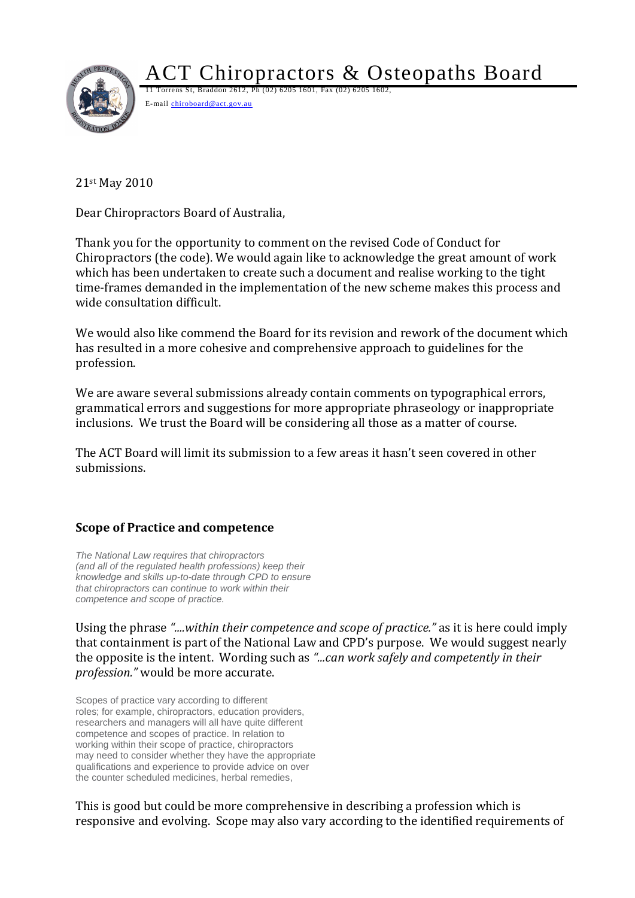# ACT Chiropractors & Osteopaths Board

11 Torrens St, Braddon 2612, Ph (02) 6205 1601, Fax (02) 6205 1602,
E-mail chiroboard@act.gov.au

21st May 2010

Dear Chiropractors Board of Australia,

Thank you for the opportunity to comment on the revised Code of Conduct for Chiropractors (the code). We would again like to acknowledge the great amount of work which has been undertaken to create such a document and realise working to the tight time-frames demanded in the implementation of the new scheme makes this process and wide consultation difficult.

We would also like commend the Board for its revision and rework of the document which has resulted in a more cohesive and comprehensive approach to guidelines for the profession.

We are aware several submissions already contain comments on typographical errors, grammatical errors and suggestions for more appropriate phraseology or inappropriate inclusions. We trust the Board will be considering all those as a matter of course.

The ACT Board will limit its submission to a few areas it hasn't seen covered in other submissions.

## Scope of Practice and competence

*The National Law requires that chiropractors (and all of the regulated health professions) keep their knowledge and skills up-to-date through CPD to ensure that chiropractors can continue to work within their competence and scope of practice.*

Using the phrase *"....within their competence and scope of practice."* as it is here could imply that containment is part of the National Law and CPD's purpose. We would suggest nearly the opposite is the intent. Wording such as *"...can work safely and competently in their profession."* would be more accurate.

> Scopes of practice vary according to different roles; for example, chiropractors, education providers, researchers and managers will all have quite different competence and scopes of practice. In relation to working within their scope of practice, chiropractors may need to consider whether they have the appropriate qualifications and experience to provide advice on over the counter scheduled medicines, herbal remedies,

This is good but could be more comprehensive in describing a profession which is responsive and evolving. Scope may also vary according to the identified requirements of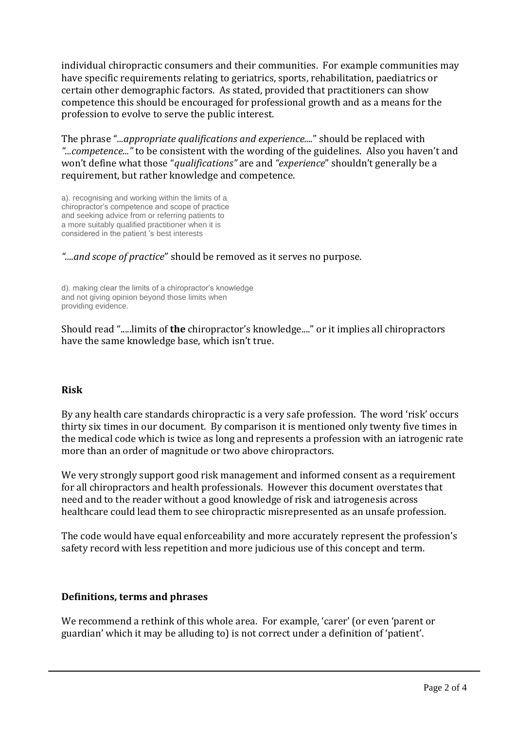individual chiropractic consumers and their communities. For example communities may have specific requirements relating to geriatrics, sports, rehabilitation, paediatrics or certain other demographic factors. As stated, provided that practitioners can show competence this should be encouraged for professional growth and as a means for the profession to evolve to serve the public interest.

The phrase "*...appropriate qualifications and experience....*" should be replaced with *"...competence..."* to be consistent with the wording of the guidelines. Also you haven't and won't define what those "*qualifications"* are and *"experience*" shouldn't generally be a requirement, but rather knowledge and competence.

> a). recognising and working within the limits of a chiropractor's competence and scope of practice and seeking advice from or referring patients to a more suitably qualified practitioner when it is considered in the patient 's best interests

*"....and scope of practice*" should be removed as it serves no purpose.

> d). making clear the limits of a chiropractor's knowledge and not giving opinion beyond those limits when providing evidence.

Should read ".....limits of **the** chiropractor's knowledge...." or it implies all chiropractors have the same knowledge base, which isn't true.

**Risk**

By any health care standards chiropractic is a very safe profession. The word 'risk' occurs thirty six times in our document. By comparison it is mentioned only twenty five times in the medical code which is twice as long and represents a profession with an iatrogenic rate more than an order of magnitude or two above chiropractors.

We very strongly support good risk management and informed consent as a requirement for all chiropractors and health professionals. However this document overstates that need and to the reader without a good knowledge of risk and iatrogenesis across healthcare could lead them to see chiropractic misrepresented as an unsafe profession.

The code would have equal enforceability and more accurately represent the profession's safety record with less repetition and more judicious use of this concept and term.

**Definitions, terms and phrases**

We recommend a rethink of this whole area. For example, 'carer' (or even 'parent or guardian' which it may be alluding to) is not correct under a definition of 'patient'.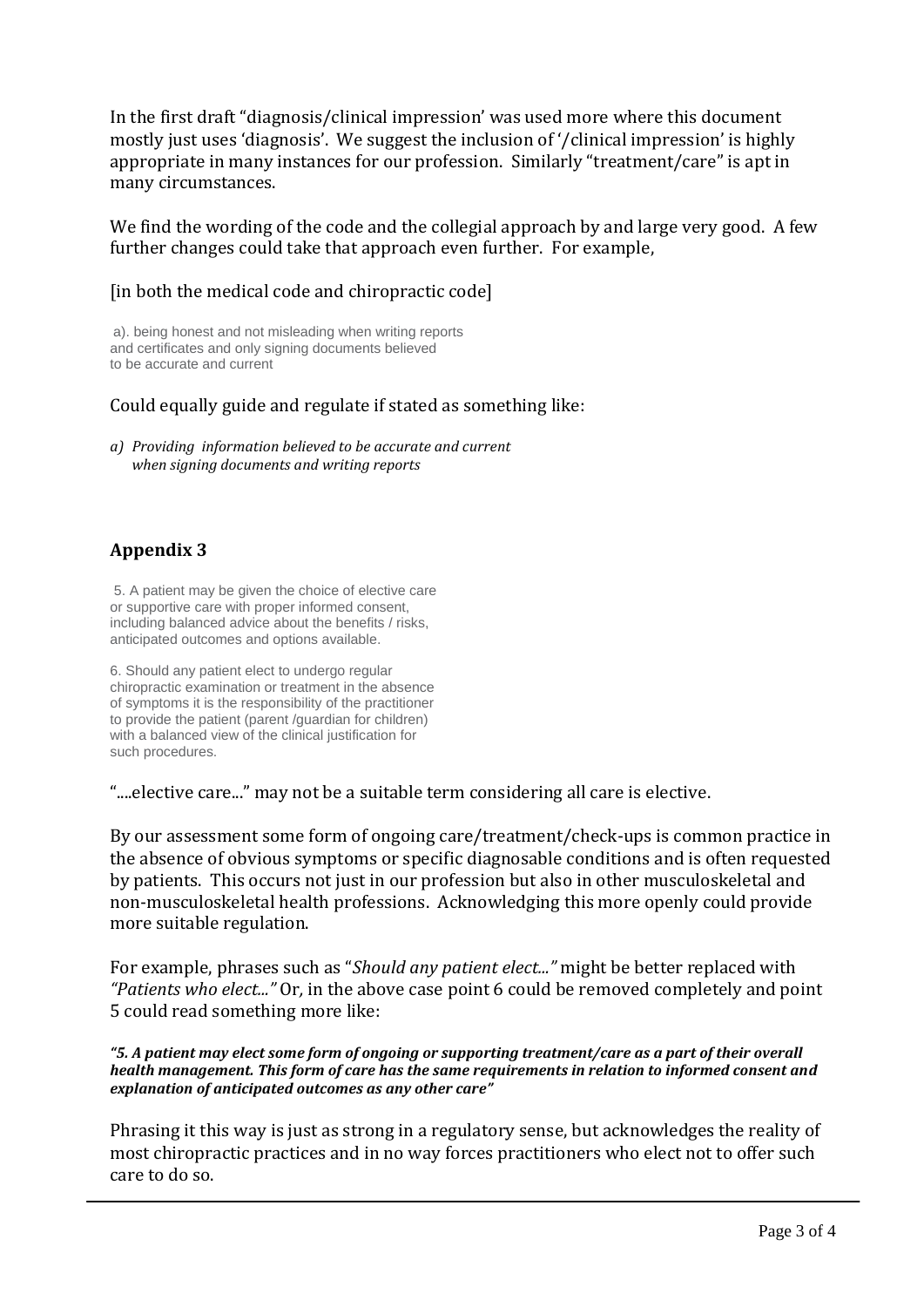In the first draft "diagnosis/clinical impression' was used more where this document mostly just uses 'diagnosis'. We suggest the inclusion of '/clinical impression' is highly appropriate in many instances for our profession. Similarly "treatment/care" is apt in many circumstances.

We find the wording of the code and the collegial approach by and large very good. A few further changes could take that approach even further. For example,

[in both the medical code and chiropractic code]

a). being honest and not misleading when writing reports and certificates and only signing documents believed to be accurate and current

Could equally guide and regulate if stated as something like:

*a) Providing information believed to be accurate and current when signing documents and writing reports*

## Appendix 3

5. A patient may be given the choice of elective care or supportive care with proper informed consent, including balanced advice about the benefits / risks, anticipated outcomes and options available.

6. Should any patient elect to undergo regular chiropractic examination or treatment in the absence of symptoms it is the responsibility of the practitioner to provide the patient (parent /guardian for children) with a balanced view of the clinical justification for such procedures.

"....elective care..." may not be a suitable term considering all care is elective.

By our assessment some form of ongoing care/treatment/check-ups is common practice in the absence of obvious symptoms or specific diagnosable conditions and is often requested by patients. This occurs not just in our profession but also in other musculoskeletal and non-musculoskeletal health professions. Acknowledging this more openly could provide more suitable regulation.

For example, phrases such as "*Should any patient elect...*" might be better replaced with *"Patients who elect..."* Or, in the above case point 6 could be removed completely and point 5 could read something more like:

***"5. A patient may elect some form of ongoing or supporting treatment/care as a part of their overall health management. This form of care has the same requirements in relation to informed consent and explanation of anticipated outcomes as any other care"***

Phrasing it this way is just as strong in a regulatory sense, but acknowledges the reality of most chiropractic practices and in no way forces practitioners who elect not to offer such care to do so.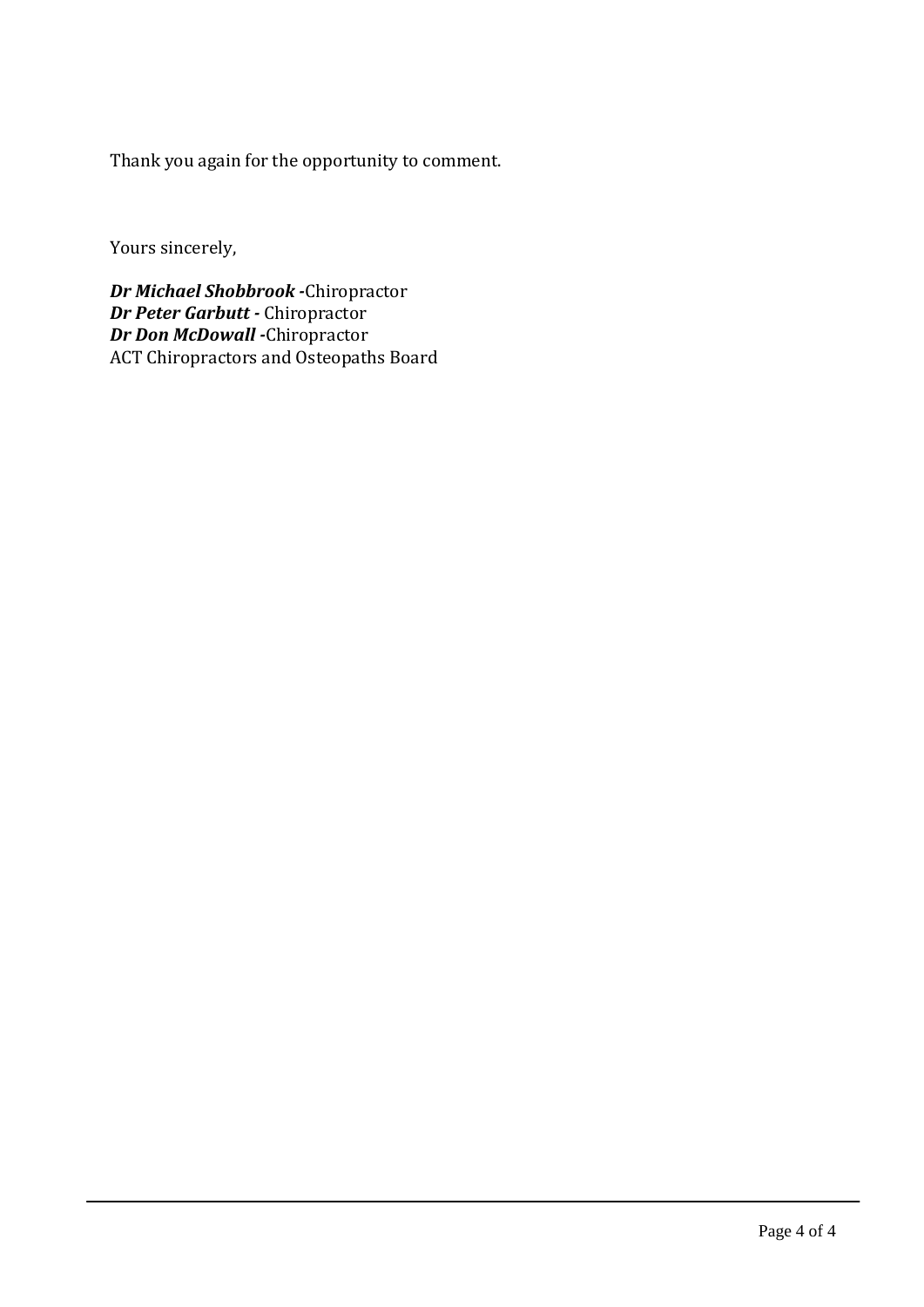Thank you again for the opportunity to comment.

Yours sincerely,

***Dr Michael Shobbrook -***Chiropractor  
***Dr Peter Garbutt -*** Chiropractor  
***Dr Don McDowall -***Chiropractor  
ACT Chiropractors and Osteopaths Board